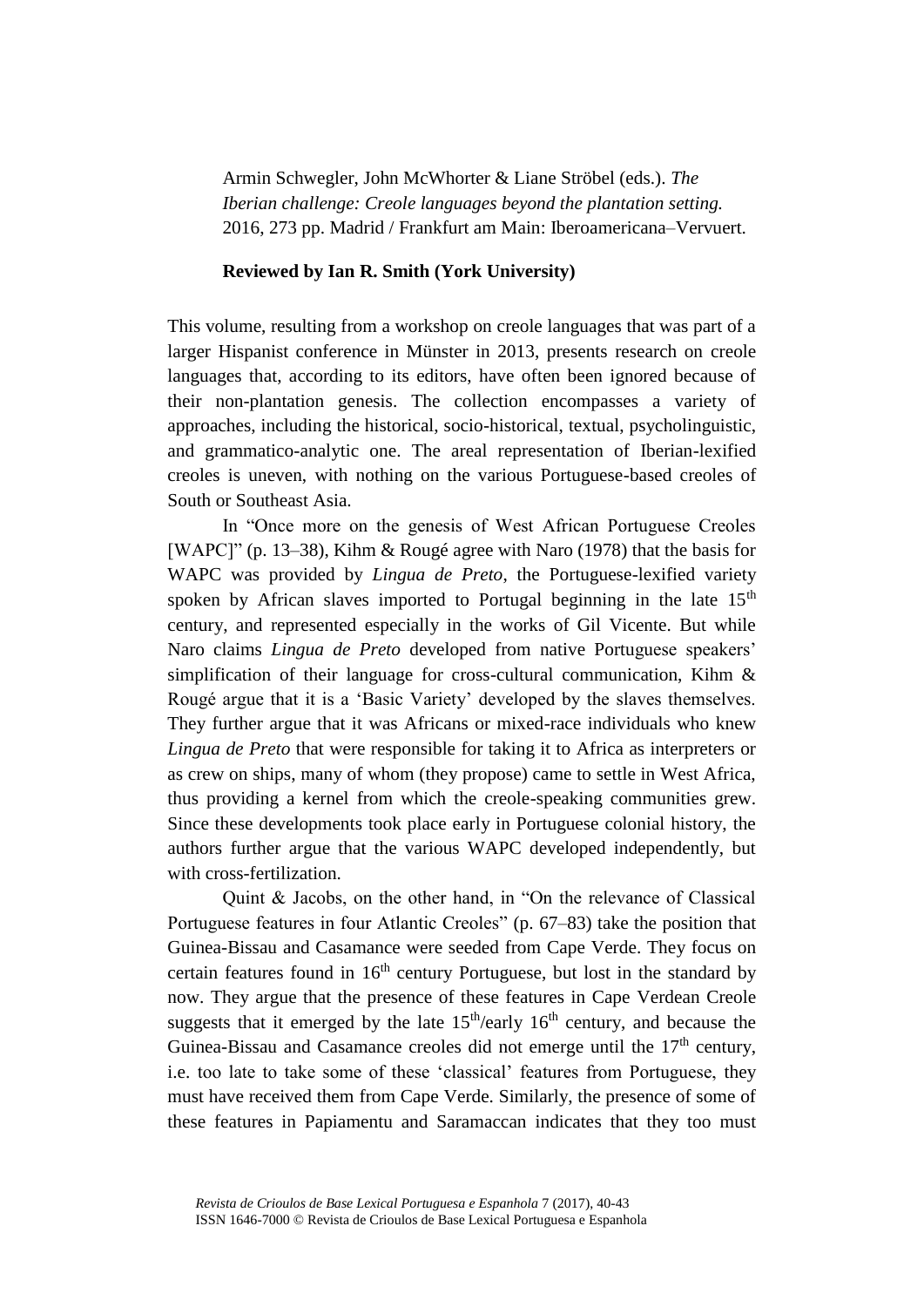Armin Schwegler, John McWhorter & Liane Ströbel (eds.). *The Iberian challenge: Creole languages beyond the plantation setting.* 2016, 273 pp. Madrid / Frankfurt am Main: Iberoamericana–Vervuert.

**Reviewed by Ian R. Smith (York University)**

This volume, resulting from a workshop on creole languages that was part of a larger Hispanist conference in Münster in 2013, presents research on creole languages that, according to its editors, have often been ignored because of their non-plantation genesis. The collection encompasses a variety of approaches, including the historical, socio-historical, textual, psycholinguistic, and grammatico-analytic one. The areal representation of Iberian-lexified creoles is uneven, with nothing on the various Portuguese-based creoles of South or Southeast Asia.

In "Once more on the genesis of West African Portuguese Creoles [WAPC]" (p. 13–38), Kihm & Rougé agree with Naro (1978) that the basis for WAPC was provided by *Lingua de Preto*, the Portuguese-lexified variety spoken by African slaves imported to Portugal beginning in the late 15th century, and represented especially in the works of Gil Vicente. But while Naro claims *Lingua de Preto* developed from native Portuguese speakers' simplification of their language for cross-cultural communication, Kihm & Rougé argue that it is a 'Basic Variety' developed by the slaves themselves. They further argue that it was Africans or mixed-race individuals who knew *Lingua de Preto* that were responsible for taking it to Africa as interpreters or as crew on ships, many of whom (they propose) came to settle in West Africa, thus providing a kernel from which the creole-speaking communities grew. Since these developments took place early in Portuguese colonial history, the authors further argue that the various WAPC developed independently, but with cross-fertilization.

Quint & Jacobs, on the other hand, in "On the relevance of Classical Portuguese features in four Atlantic Creoles" (p. 67–83) take the position that Guinea-Bissau and Casamance were seeded from Cape Verde. They focus on certain features found in 16th century Portuguese, but lost in the standard by now. They argue that the presence of these features in Cape Verdean Creole suggests that it emerged by the late 15th/early 16th century, and because the Guinea-Bissau and Casamance creoles did not emerge until the 17th century, i.e. too late to take some of these 'classical' features from Portuguese, they must have received them from Cape Verde. Similarly, the presence of some of these features in Papiamentu and Saramaccan indicates that they too must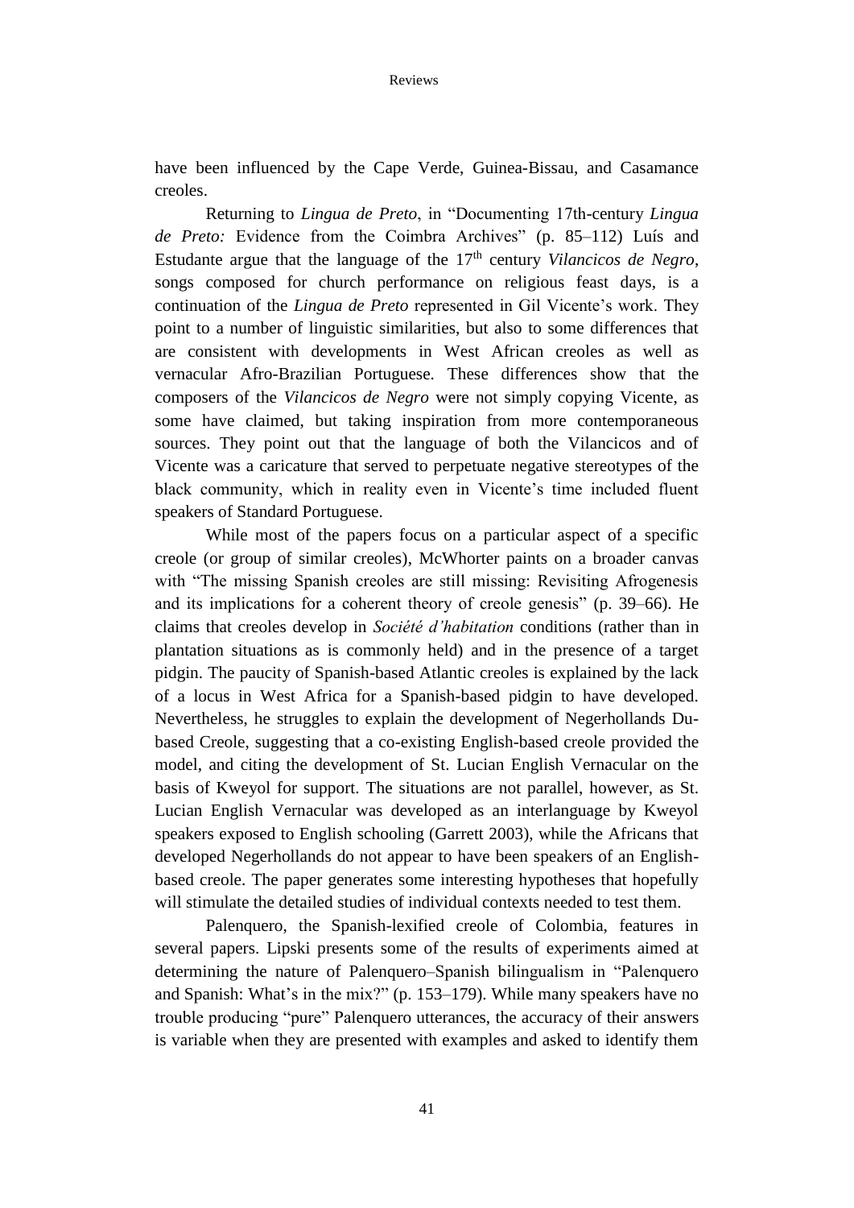have been influenced by the Cape Verde, Guinea-Bissau, and Casamance creoles.

Returning to *Lingua de Preto*, in "Documenting 17th-century *Lingua de Preto:* Evidence from the Coimbra Archives" (p. 85–112) Luís and Estudante argue that the language of the 17th century *Vilancicos de Negro*, songs composed for church performance on religious feast days, is a continuation of the *Lingua de Preto* represented in Gil Vicente's work. They point to a number of linguistic similarities, but also to some differences that are consistent with developments in West African creoles as well as vernacular Afro-Brazilian Portuguese. These differences show that the composers of the *Vilancicos de Negro* were not simply copying Vicente, as some have claimed, but taking inspiration from more contemporaneous sources. They point out that the language of both the Vilancicos and of Vicente was a caricature that served to perpetuate negative stereotypes of the black community, which in reality even in Vicente's time included fluent speakers of Standard Portuguese.

While most of the papers focus on a particular aspect of a specific creole (or group of similar creoles), McWhorter paints on a broader canvas with "The missing Spanish creoles are still missing: Revisiting Afrogenesis and its implications for a coherent theory of creole genesis" (p. 39–66). He claims that creoles develop in *Société d'habitation* conditions (rather than in plantation situations as is commonly held) and in the presence of a target pidgin. The paucity of Spanish-based Atlantic creoles is explained by the lack of a locus in West Africa for a Spanish-based pidgin to have developed. Nevertheless, he struggles to explain the development of Negerhollands Du-based Creole, suggesting that a co-existing English-based creole provided the model, and citing the development of St. Lucian English Vernacular on the basis of Kweyol for support. The situations are not parallel, however, as St. Lucian English Vernacular was developed as an interlanguage by Kweyol speakers exposed to English schooling (Garrett 2003), while the Africans that developed Negerhollands do not appear to have been speakers of an English-based creole. The paper generates some interesting hypotheses that hopefully will stimulate the detailed studies of individual contexts needed to test them.

Palenquero, the Spanish-lexified creole of Colombia, features in several papers. Lipski presents some of the results of experiments aimed at determining the nature of Palenquero–Spanish bilingualism in "Palenquero and Spanish: What's in the mix?" (p. 153–179). While many speakers have no trouble producing "pure" Palenquero utterances, the accuracy of their answers is variable when they are presented with examples and asked to identify them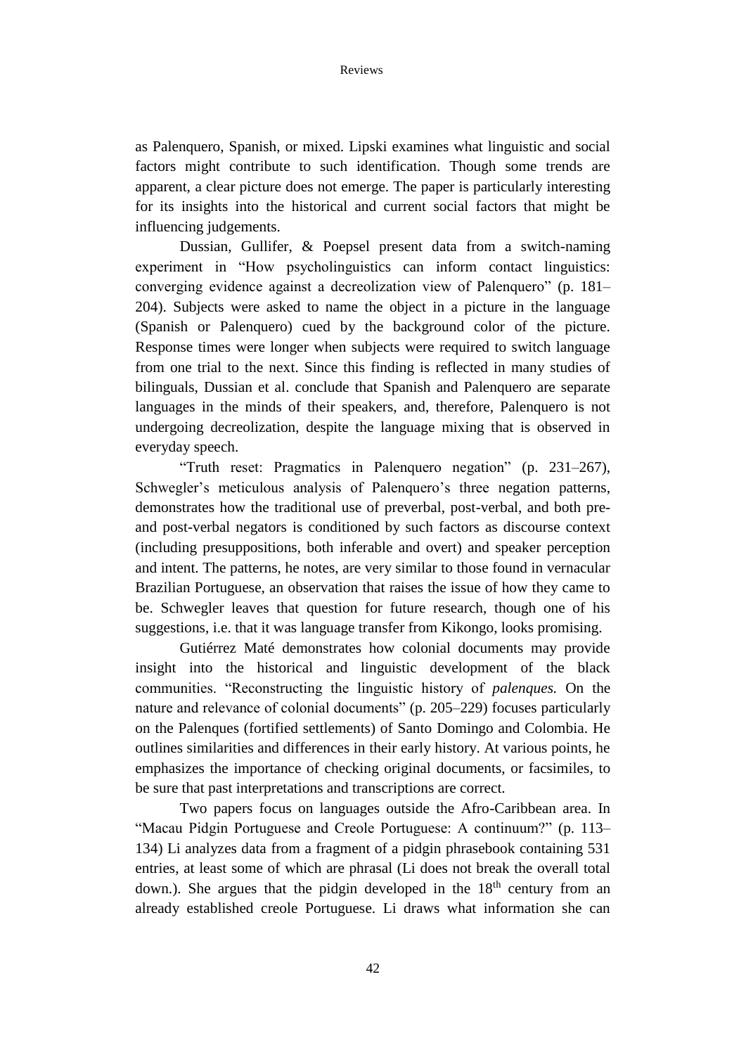as Palenquero, Spanish, or mixed. Lipski examines what linguistic and social factors might contribute to such identification. Though some trends are apparent, a clear picture does not emerge. The paper is particularly interesting for its insights into the historical and current social factors that might be influencing judgements.

Dussian, Gullifer, & Poepsel present data from a switch-naming experiment in "How psycholinguistics can inform contact linguistics: converging evidence against a decreolization view of Palenquero" (p. 181–204). Subjects were asked to name the object in a picture in the language (Spanish or Palenquero) cued by the background color of the picture. Response times were longer when subjects were required to switch language from one trial to the next. Since this finding is reflected in many studies of bilinguals, Dussian et al. conclude that Spanish and Palenquero are separate languages in the minds of their speakers, and, therefore, Palenquero is not undergoing decreolization, despite the language mixing that is observed in everyday speech.

"Truth reset: Pragmatics in Palenquero negation" (p. 231–267), Schwegler's meticulous analysis of Palenquero's three negation patterns, demonstrates how the traditional use of preverbal, post-verbal, and both pre- and post-verbal negators is conditioned by such factors as discourse context (including presuppositions, both inferable and overt) and speaker perception and intent. The patterns, he notes, are very similar to those found in vernacular Brazilian Portuguese, an observation that raises the issue of how they came to be. Schwegler leaves that question for future research, though one of his suggestions, i.e. that it was language transfer from Kikongo, looks promising.

Gutiérrez Maté demonstrates how colonial documents may provide insight into the historical and linguistic development of the black communities. "Reconstructing the linguistic history of *palenques.* On the nature and relevance of colonial documents" (p. 205–229) focuses particularly on the Palenques (fortified settlements) of Santo Domingo and Colombia. He outlines similarities and differences in their early history. At various points, he emphasizes the importance of checking original documents, or facsimiles, to be sure that past interpretations and transcriptions are correct.

Two papers focus on languages outside the Afro-Caribbean area. In "Macau Pidgin Portuguese and Creole Portuguese: A continuum?" (p. 113–134) Li analyzes data from a fragment of a pidgin phrasebook containing 531 entries, at least some of which are phrasal (Li does not break the overall total down.). She argues that the pidgin developed in the 18th century from an already established creole Portuguese. Li draws what information she can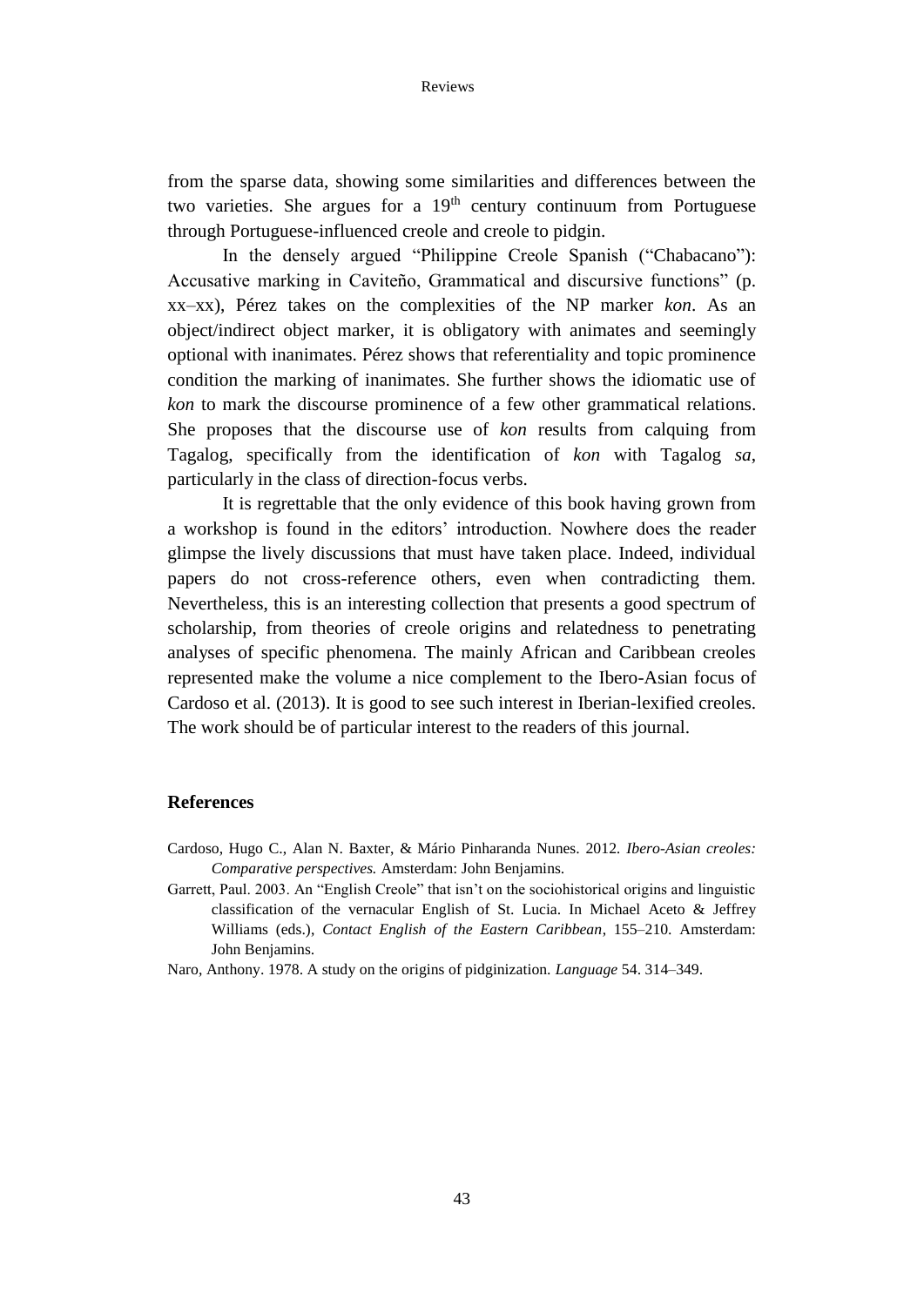from the sparse data, showing some similarities and differences between the two varieties. She argues for a 19th century continuum from Portuguese through Portuguese-influenced creole and creole to pidgin.

In the densely argued "Philippine Creole Spanish ("Chabacano"): Accusative marking in Caviteño, Grammatical and discursive functions" (p. xx–xx), Pérez takes on the complexities of the NP marker *kon*. As an object/indirect object marker, it is obligatory with animates and seemingly optional with inanimates. Pérez shows that referentiality and topic prominence condition the marking of inanimates. She further shows the idiomatic use of *kon* to mark the discourse prominence of a few other grammatical relations. She proposes that the discourse use of *kon* results from calquing from Tagalog, specifically from the identification of *kon* with Tagalog *sa*, particularly in the class of direction-focus verbs.

It is regrettable that the only evidence of this book having grown from a workshop is found in the editors' introduction. Nowhere does the reader glimpse the lively discussions that must have taken place. Indeed, individual papers do not cross-reference others, even when contradicting them. Nevertheless, this is an interesting collection that presents a good spectrum of scholarship, from theories of creole origins and relatedness to penetrating analyses of specific phenomena. The mainly African and Caribbean creoles represented make the volume a nice complement to the Ibero-Asian focus of Cardoso et al. (2013). It is good to see such interest in Iberian-lexified creoles. The work should be of particular interest to the readers of this journal.

## References

Cardoso, Hugo C., Alan N. Baxter, & Mário Pinharanda Nunes. 2012. *Ibero-Asian creoles: Comparative perspectives.* Amsterdam: John Benjamins.

Garrett, Paul. 2003. An "English Creole" that isn't on the sociohistorical origins and linguistic classification of the vernacular English of St. Lucia. In Michael Aceto & Jeffrey Williams (eds.), *Contact English of the Eastern Caribbean*, 155–210. Amsterdam: John Benjamins.

Naro, Anthony. 1978. A study on the origins of pidginization. *Language* 54. 314–349.